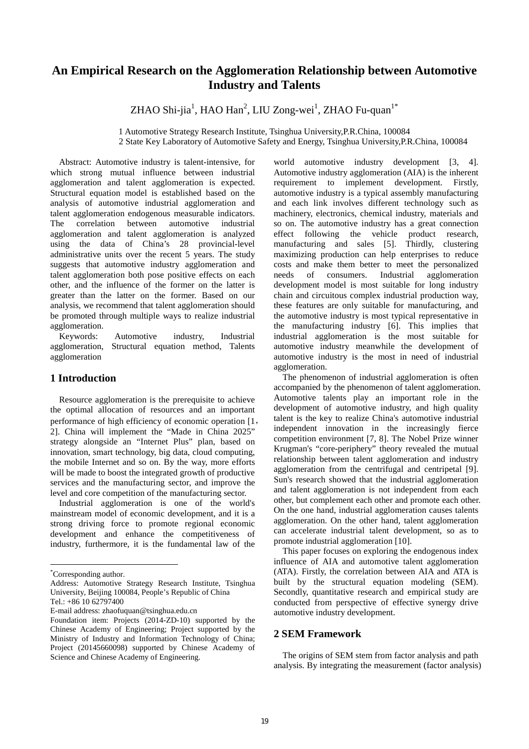# An Empirical Research on the Agglomeration Relationship between Automotive Industry and Talents

ZHAO Shi-jia[1], HAO Han[2], LIU Zong-wei[1], ZHAO Fu-quan[1*]

1 Automotive Strategy Research Institute, Tsinghua University,P.R.China, 100084
2 State Key Laboratory of Automotive Safety and Energy, Tsinghua University,P.R.China, 100084

Abstract: Automotive industry is talent-intensive, for which strong mutual influence between industrial agglomeration and talent agglomeration is expected. Structural equation model is established based on the analysis of automotive industrial agglomeration and talent agglomeration endogenous measurable indicators. The correlation between automotive industrial agglomeration and talent agglomeration is analyzed using the data of China's 28 provincial-level administrative units over the recent 5 years. The study suggests that automotive industry agglomeration and talent agglomeration both pose positive effects on each other, and the influence of the former on the latter is greater than the latter on the former. Based on our analysis, we recommend that talent agglomeration should be promoted through multiple ways to realize industrial agglomeration.

Keywords: Automotive industry, Industrial agglomeration, Structural equation method, Talents agglomeration

## 1 Introduction

Resource agglomeration is the prerequisite to achieve the optimal allocation of resources and an important performance of high efficiency of economic operation [1，2]. China will implement the "Made in China 2025" strategy alongside an "Internet Plus" plan, based on innovation, smart technology, big data, cloud computing, the mobile Internet and so on. By the way, more efforts will be made to boost the integrated growth of productive services and the manufacturing sector, and improve the level and core competition of the manufacturing sector.

Industrial agglomeration is one of the world's mainstream model of economic development, and it is a strong driving force to promote regional economic development and enhance the competitiveness of industry, furthermore, it is the fundamental law of the world automotive industry development [3, 4]. Automotive industry agglomeration (AIA) is the inherent requirement to implement development. Firstly, automotive industry is a typical assembly manufacturing and each link involves different technology such as machinery, electronics, chemical industry, materials and so on. The automotive industry has a great connection effect following the vehicle product research, manufacturing and sales [5]. Thirdly, clustering maximizing production can help enterprises to reduce costs and make them better to meet the personalized needs of consumers. Industrial agglomeration development model is most suitable for long industry chain and circuitous complex industrial production way, these features are only suitable for manufacturing, and the automotive industry is most typical representative in the manufacturing industry [6]. This implies that industrial agglomeration is the most suitable for automotive industry meanwhile the development of automotive industry is the most in need of industrial agglomeration.

The phenomenon of industrial agglomeration is often accompanied by the phenomenon of talent agglomeration. Automotive talents play an important role in the development of automotive industry, and high quality talent is the key to realize China's automotive industrial independent innovation in the increasingly fierce competition environment [7, 8]. The Nobel Prize winner Krugman's "core-periphery" theory revealed the mutual relationship between talent agglomeration and industry agglomeration from the centrifugal and centripetal [9]. Sun's research showed that the industrial agglomeration and talent agglomeration is not independent from each other, but complement each other and promote each other. On the one hand, industrial agglomeration causes talents agglomeration. On the other hand, talent agglomeration can accelerate industrial talent development, so as to promote industrial agglomeration [10].

This paper focuses on exploring the endogenous index influence of AIA and automotive talent agglomeration (ATA). Firstly, the correlation between AIA and ATA is built by the structural equation modeling (SEM). Secondly, quantitative research and empirical study are conducted from perspective of effective synergy drive automotive industry development.

## 2 SEM Framework

The origins of SEM stem from factor analysis and path analysis. By integrating the measurement (factor analysis)

---

[*]Corresponding author.

Address: Automotive Strategy Research Institute, Tsinghua University, Beijing 100084, People's Republic of China
Tel.: +86 10 62797400
E-mail address: zhaofuquan@tsinghua.edu.cn
Foundation item: Projects (2014-ZD-10) supported by the Chinese Academy of Engineering; Project supported by the Ministry of Industry and Information Technology of China; Project (20145660098) supported by Chinese Academy of Science and Chinese Academy of Engineering.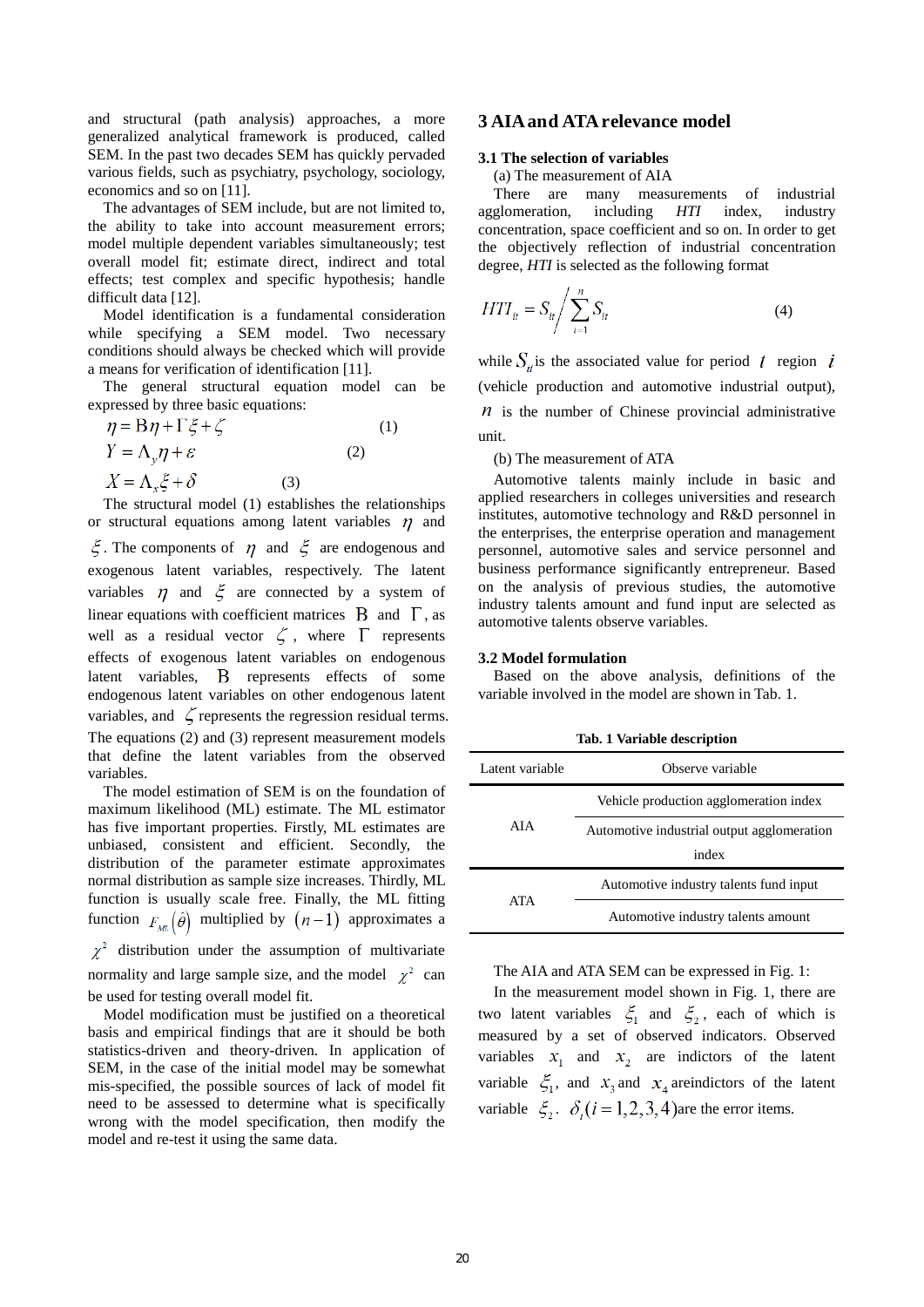and structural (path analysis) approaches, a more generalized analytical framework is produced, called SEM. In the past two decades SEM has quickly pervaded various fields, such as psychiatry, psychology, sociology, economics and so on [11].

The advantages of SEM include, but are not limited to, the ability to take into account measurement errors; model multiple dependent variables simultaneously; test overall model fit; estimate direct, indirect and total effects; test complex and specific hypothesis; handle difficult data [12].

Model identification is a fundamental consideration while specifying a SEM model. Two necessary conditions should always be checked which will provide a means for verification of identification [11].

The general structural equation model can be expressed by three basic equations:

$$\eta = \mathrm{B}\eta + \Gamma\xi + \zeta \quad (1)$$

$$Y = \Lambda_y \eta + \varepsilon \quad (2)$$

$$X = \Lambda_x \xi + \delta \quad (3)$$

The structural model (1) establishes the relationships or structural equations among latent variables $\eta$ and $\xi$. The components of $\eta$ and $\xi$ are endogenous and exogenous latent variables, respectively. The latent variables $\eta$ and $\xi$ are connected by a system of linear equations with coefficient matrices $\mathrm{B}$ and $\Gamma$, as well as a residual vector $\zeta$, where $\Gamma$ represents effects of exogenous latent variables on endogenous latent variables, $\mathrm{B}$ represents effects of some endogenous latent variables on other endogenous latent variables, and $\zeta$ represents the regression residual terms. The equations (2) and (3) represent measurement models that define the latent variables from the observed variables.

The model estimation of SEM is on the foundation of maximum likelihood (ML) estimate. The ML estimator has five important properties. Firstly, ML estimates are unbiased, consistent and efficient. Secondly, the distribution of the parameter estimate approximates normal distribution as sample size increases. Thirdly, ML function is usually scale free. Finally, the ML fitting function $F_{ML}(\hat{\theta})$ multiplied by $(n-1)$ approximates a $\chi^2$ distribution under the assumption of multivariate normality and large sample size, and the model $\chi^2$ can be used for testing overall model fit.

Model modification must be justified on a theoretical basis and empirical findings that are it should be both statistics-driven and theory-driven. In application of SEM, in the case of the initial model may be somewhat mis-specified, the possible sources of lack of model fit need to be assessed to determine what is specifically wrong with the model specification, then modify the model and re-test it using the same data.

## 3 AIA and ATA relevance model

### 3.1 The selection of variables

(a) The measurement of AIA

There are many measurements of industrial agglomeration, including *HTI* index, industry concentration, space coefficient and so on. In order to get the objectively reflection of industrial concentration degree, *HTI* is selected as the following format

$$HTI_{it} = S_{it} \Big/ \sum_{i=1}^{n} S_{it} \quad (4)$$

while $S_{tt}$ is the associated value for period $t$ region $i$ (vehicle production and automotive industrial output), $n$ is the number of Chinese provincial administrative unit.

(b) The measurement of ATA

Automotive talents mainly include in basic and applied researchers in colleges universities and research institutes, automotive technology and R&D personnel in the enterprises, the enterprise operation and management personnel, automotive sales and service personnel and business performance significantly entrepreneur. Based on the analysis of previous studies, the automotive industry talents amount and fund input are selected as automotive talents observe variables.

### 3.2 Model formulation

Based on the above analysis, definitions of the variable involved in the model are shown in Tab. 1.

**Tab. 1 Variable description**

| Latent variable | Observe variable |
|---|---|
| AIA | Vehicle production agglomeration index |
| | Automotive industrial output agglomeration index |
| ATA | Automotive industry talents fund input |
| | Automotive industry talents amount |

The AIA and ATA SEM can be expressed in Fig. 1:

In the measurement model shown in Fig. 1, there are two latent variables $\xi_1$ and $\xi_2$, each of which is measured by a set of observed indicators. Observed variables $x_1$ and $x_2$ are indictors of the latent variable $\xi_1$, and $x_3$ and $x_4$ areindictors of the latent variable $\xi_2$. $\delta_i (i=1,2,3,4)$are the error items.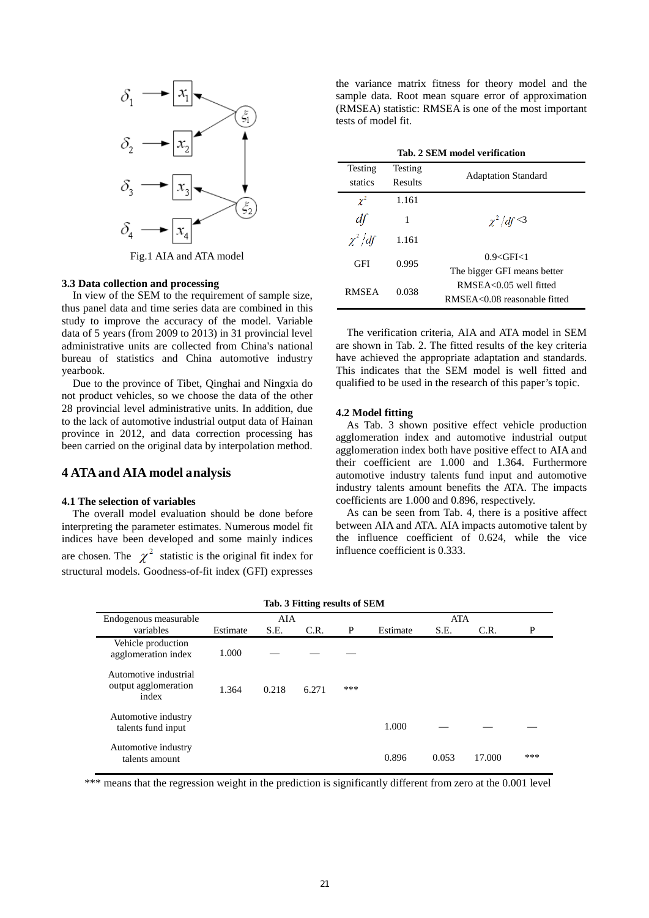Fig.1 AIA and ATA model

### 3.3 Data collection and processing

In view of the SEM to the requirement of sample size, thus panel data and time series data are combined in this study to improve the accuracy of the model. Variable data of 5 years (from 2009 to 2013) in 31 provincial level administrative units are collected from China's national bureau of statistics and China automotive industry yearbook.

Due to the province of Tibet, Qinghai and Ningxia do not product vehicles, so we choose the data of the other 28 provincial level administrative units. In addition, due to the lack of automotive industrial output data of Hainan province in 2012, and data correction processing has been carried on the original data by interpolation method.

## 4 ATA and AIA model analysis

### 4.1 The selection of variables

The overall model evaluation should be done before interpreting the parameter estimates. Numerous model fit indices have been developed and some mainly indices are chosen. The $\chi^2$ statistic is the original fit index for structural models. Goodness-of-fit index (GFI) expresses the variance matrix fitness for theory model and the sample data. Root mean square error of approximation (RMSEA) statistic: RMSEA is one of the most important tests of model fit.

**Tab. 2 SEM model verification**

| Testing statics | Testing Results | Adaptation Standard |
|---|---|---|
| $\chi^2$ | 1.161 | |
| $df$ | 1 | $\chi^2/df$<3 |
| $\chi^2/df$ | 1.161 | |
| GFI | 0.995 | 0.9<GFI<1<br>The bigger GFI means better |
| RMSEA | 0.038 | RMSEA<0.05 well fitted<br>RMSEA<0.08 reasonable fitted |

The verification criteria, AIA and ATA model in SEM are shown in Tab. 2. The fitted results of the key criteria have achieved the appropriate adaptation and standards. This indicates that the SEM model is well fitted and qualified to be used in the research of this paper's topic.

### 4.2 Model fitting

As Tab. 3 shown positive effect vehicle production agglomeration index and automotive industrial output agglomeration index both have positive effect to AIA and their coefficient are 1.000 and 1.364. Furthermore automotive industry talents fund input and automotive industry talents amount benefits the ATA. The impacts coefficients are 1.000 and 0.896, respectively.

As can be seen from Tab. 4, there is a positive affect between AIA and ATA. AIA impacts automotive talent by the influence coefficient of 0.624, while the vice influence coefficient is 0.333.

**Tab. 3 Fitting results of SEM**

| Endogenous measurable variables | AIA | | | | ATA | | | |
|---|---|---|---|---|---|---|---|---|
| | Estimate | S.E. | C.R. | P | Estimate | S.E. | C.R. | P |
| Vehicle production agglomeration index | 1.000 | — | — | — | | | | |
| Automotive industrial output agglomeration index | 1.364 | 0.218 | 6.271 | *** | | | | |
| Automotive industry talents fund input | | | | | 1.000 | — | — | — |
| Automotive industry talents amount | | | | | 0.896 | 0.053 | 17.000 | *** |

*** means that the regression weight in the prediction is significantly different from zero at the 0.001 level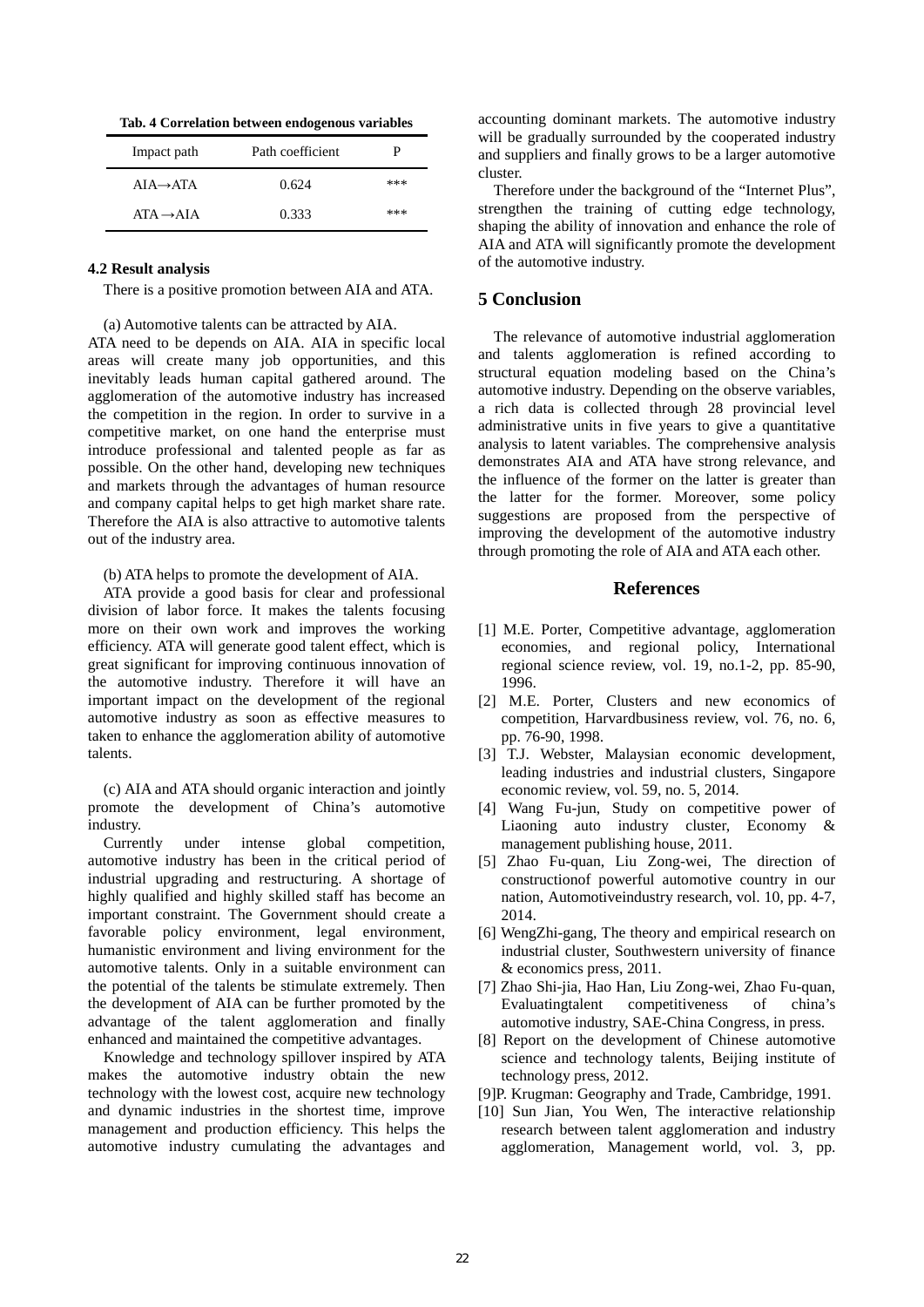**Tab. 4 Correlation between endogenous variables**

| Impact path | Path coefficient | P |
|---|---|---|
| AIA→ATA | 0.624 | *** |
| ATA →AIA | 0.333 | *** |

**4.2 Result analysis**

There is a positive promotion between AIA and ATA.

(a) Automotive talents can be attracted by AIA.

ATA need to be depends on AIA. AIA in specific local areas will create many job opportunities, and this inevitably leads human capital gathered around. The agglomeration of the automotive industry has increased the competition in the region. In order to survive in a competitive market, on one hand the enterprise must introduce professional and talented people as far as possible. On the other hand, developing new techniques and markets through the advantages of human resource and company capital helps to get high market share rate. Therefore the AIA is also attractive to automotive talents out of the industry area.

(b) ATA helps to promote the development of AIA.

ATA provide a good basis for clear and professional division of labor force. It makes the talents focusing more on their own work and improves the working efficiency. ATA will generate good talent effect, which is great significant for improving continuous innovation of the automotive industry. Therefore it will have an important impact on the development of the regional automotive industry as soon as effective measures to taken to enhance the agglomeration ability of automotive talents.

(c) AIA and ATA should organic interaction and jointly promote the development of China's automotive industry.

Currently under intense global competition, automotive industry has been in the critical period of industrial upgrading and restructuring. A shortage of highly qualified and highly skilled staff has become an important constraint. The Government should create a favorable policy environment, legal environment, humanistic environment and living environment for the automotive talents. Only in a suitable environment can the potential of the talents be stimulate extremely. Then the development of AIA can be further promoted by the advantage of the talent agglomeration and finally enhanced and maintained the competitive advantages.

Knowledge and technology spillover inspired by ATA makes the automotive industry obtain the new technology with the lowest cost, acquire new technology and dynamic industries in the shortest time, improve management and production efficiency. This helps the automotive industry cumulating the advantages and accounting dominant markets. The automotive industry will be gradually surrounded by the cooperated industry and suppliers and finally grows to be a larger automotive cluster.

Therefore under the background of the "Internet Plus", strengthen the training of cutting edge technology, shaping the ability of innovation and enhance the role of AIA and ATA will significantly promote the development of the automotive industry.

## 5 Conclusion

The relevance of automotive industrial agglomeration and talents agglomeration is refined according to structural equation modeling based on the China's automotive industry. Depending on the observe variables, a rich data is collected through 28 provincial level administrative units in five years to give a quantitative analysis to latent variables. The comprehensive analysis demonstrates AIA and ATA have strong relevance, and the influence of the former on the latter is greater than the latter for the former. Moreover, some policy suggestions are proposed from the perspective of improving the development of the automotive industry through promoting the role of AIA and ATA each other.

## References

[1] M.E. Porter, Competitive advantage, agglomeration economies, and regional policy, International regional science review, vol. 19, no.1-2, pp. 85-90, 1996.

[2] M.E. Porter, Clusters and new economics of competition, Harvardbusiness review, vol. 76, no. 6, pp. 76-90, 1998.

[3] T.J. Webster, Malaysian economic development, leading industries and industrial clusters, Singapore economic review, vol. 59, no. 5, 2014.

[4] Wang Fu-jun, Study on competitive power of Liaoning auto industry cluster, Economy & management publishing house, 2011.

[5] Zhao Fu-quan, Liu Zong-wei, The direction of constructionof powerful automotive country in our nation, Automotiveindustry research, vol. 10, pp. 4-7, 2014.

[6] WengZhi-gang, The theory and empirical research on industrial cluster, Southwestern university of finance & economics press, 2011.

[7] Zhao Shi-jia, Hao Han, Liu Zong-wei, Zhao Fu-quan, Evaluatingtalent competitiveness of china's automotive industry, SAE-China Congress, in press.

[8] Report on the development of Chinese automotive science and technology talents, Beijing institute of technology press, 2012.

[9]P. Krugman: Geography and Trade, Cambridge, 1991.

[10] Sun Jian, You Wen, The interactive relationship research between talent agglomeration and industry agglomeration, Management world, vol. 3, pp.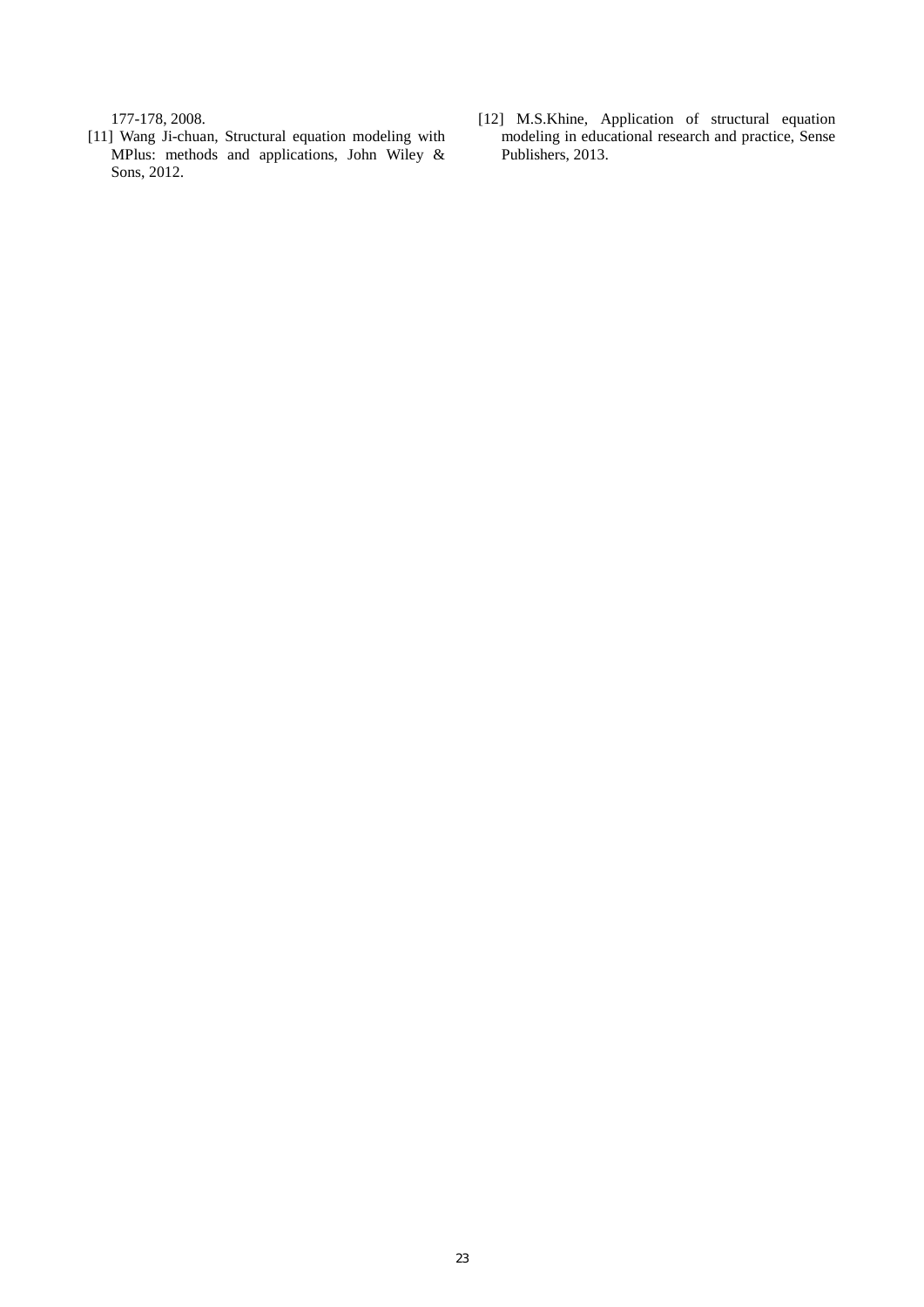177-178, 2008.

[11] Wang Ji-chuan, Structural equation modeling with MPlus: methods and applications, John Wiley & Sons, 2012.

[12] M.S.Khine, Application of structural equation modeling in educational research and practice, Sense Publishers, 2013.